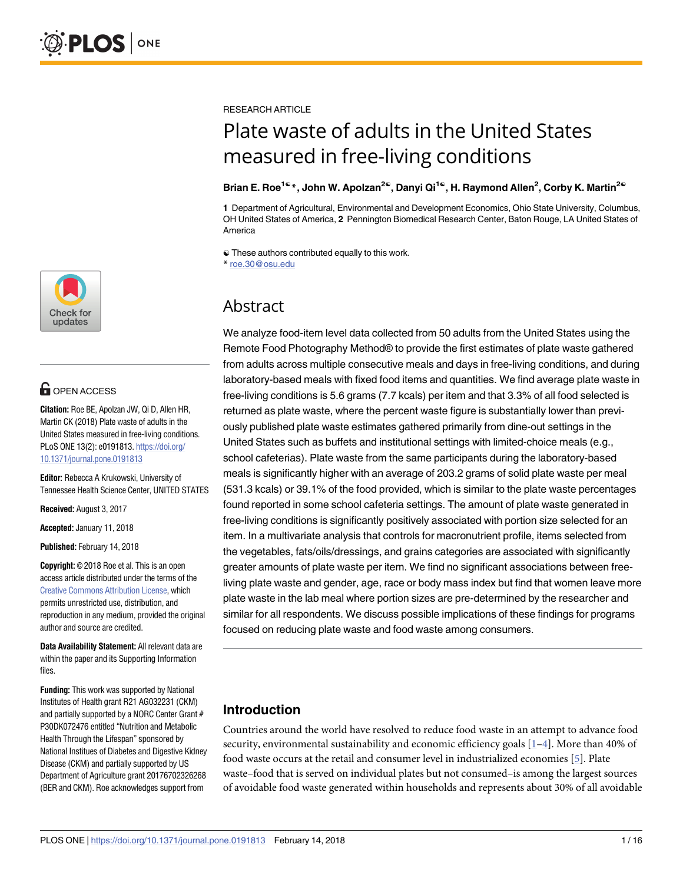RESEARCH ARTICLE

# Plate waste of adults in the United States measured in free-living conditions

**Brian E. Roe[1☯]*, John W. Apolzan[2☯], Danyi Qi[1☯], H. Raymond Allen[2], Corby K. Martin[2☯]**

**1** Department of Agricultural, Environmental and Development Economics, Ohio State University, Columbus, OH United States of America, **2** Pennington Biomedical Research Center, Baton Rouge, LA United States of America

☯ These authors contributed equally to this work.
* roe.30@osu.edu

## Abstract

We analyze food-item level data collected from 50 adults from the United States using the Remote Food Photography Method® to provide the first estimates of plate waste gathered from adults across multiple consecutive meals and days in free-living conditions, and during laboratory-based meals with fixed food items and quantities. We find average plate waste in free-living conditions is 5.6 grams (7.7 kcals) per item and that 3.3% of all food selected is returned as plate waste, where the percent waste figure is substantially lower than previously published plate waste estimates gathered primarily from dine-out settings in the United States such as buffets and institutional settings with limited-choice meals (e.g., school cafeterias). Plate waste from the same participants during the laboratory-based meals is significantly higher with an average of 203.2 grams of solid plate waste per meal (531.3 kcals) or 39.1% of the food provided, which is similar to the plate waste percentages found reported in some school cafeteria settings. The amount of plate waste generated in free-living conditions is significantly positively associated with portion size selected for an item. In a multivariate analysis that controls for macronutrient profile, items selected from the vegetables, fats/oils/dressings, and grains categories are associated with significantly greater amounts of plate waste per item. We find no significant associations between free-living plate waste and gender, age, race or body mass index but find that women leave more plate waste in the lab meal where portion sizes are pre-determined by the researcher and similar for all respondents. We discuss possible implications of these findings for programs focused on reducing plate waste and food waste among consumers.

OPEN ACCESS

**Citation:** Roe BE, Apolzan JW, Qi D, Allen HR, Martin CK (2018) Plate waste of adults in the United States measured in free-living conditions. PLoS ONE 13(2): e0191813. https://doi.org/10.1371/journal.pone.0191813

**Editor:** Rebecca A Krukowski, University of Tennessee Health Science Center, UNITED STATES

**Received:** August 3, 2017

**Accepted:** January 11, 2018

**Published:** February 14, 2018

**Copyright:** © 2018 Roe et al. This is an open access article distributed under the terms of the Creative Commons Attribution License, which permits unrestricted use, distribution, and reproduction in any medium, provided the original author and source are credited.

**Data Availability Statement:** All relevant data are within the paper and its Supporting Information files.

**Funding:** This work was supported by National Institutes of Health grant R21 AG032231 (CKM) and partially supported by a NORC Center Grant # P30DK072476 entitled "Nutrition and Metabolic Health Through the Lifespan" sponsored by National Institutes of Diabetes and Digestive Kidney Disease (CKM) and partially supported by US Department of Agriculture grant 20176702326268 (BER and CKM). Roe acknowledges support from

## Introduction

Countries around the world have resolved to reduce food waste in an attempt to advance food security, environmental sustainability and economic efficiency goals [1–4]. More than 40% of food waste occurs at the retail and consumer level in industrialized economies [5]. Plate waste–food that is served on individual plates but not consumed–is among the largest sources of avoidable food waste generated within households and represents about 30% of all avoidable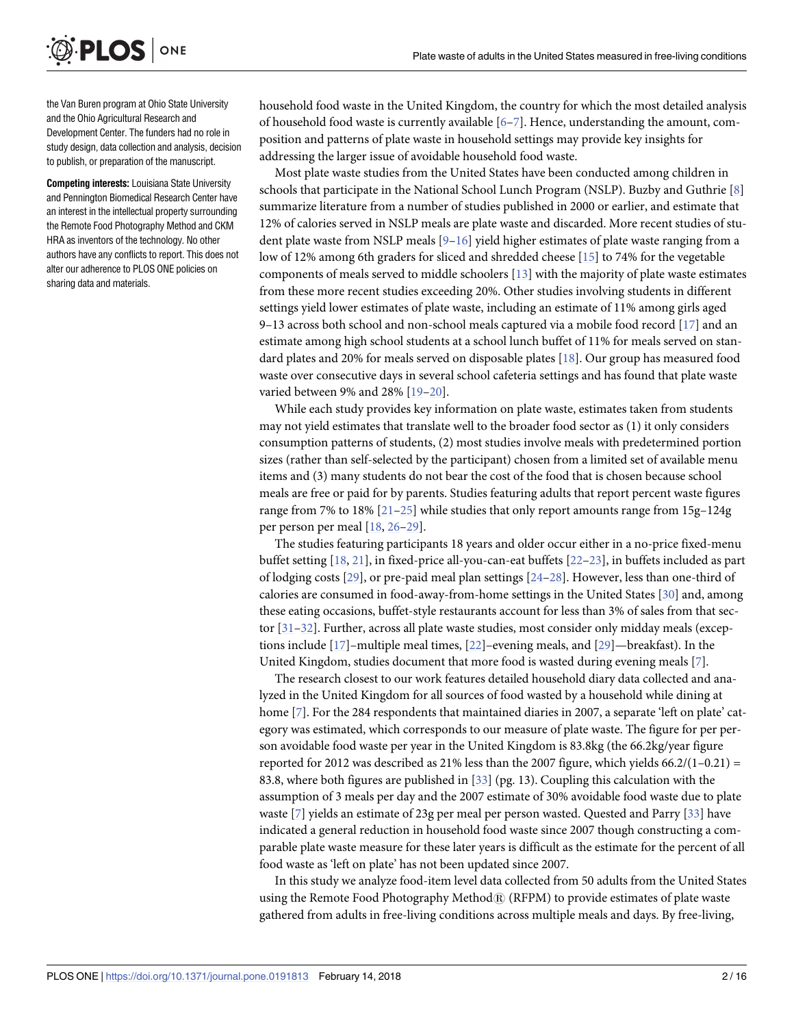the Van Buren program at Ohio State University and the Ohio Agricultural Research and Development Center. The funders had no role in study design, data collection and analysis, decision to publish, or preparation of the manuscript.

**Competing interests:** Louisiana State University and Pennington Biomedical Research Center have an interest in the intellectual property surrounding the Remote Food Photography Method and CKM HRA as inventors of the technology. No other authors have any conflicts to report. This does not alter our adherence to PLOS ONE policies on sharing data and materials.

household food waste in the United Kingdom, the country for which the most detailed analysis of household food waste is currently available [6–7]. Hence, understanding the amount, composition and patterns of plate waste in household settings may provide key insights for addressing the larger issue of avoidable household food waste.

Most plate waste studies from the United States have been conducted among children in schools that participate in the National School Lunch Program (NSLP). Buzby and Guthrie [8] summarize literature from a number of studies published in 2000 or earlier, and estimate that 12% of calories served in NSLP meals are plate waste and discarded. More recent studies of student plate waste from NSLP meals [9–16] yield higher estimates of plate waste ranging from a low of 12% among 6th graders for sliced and shredded cheese [15] to 74% for the vegetable components of meals served to middle schoolers [13] with the majority of plate waste estimates from these more recent studies exceeding 20%. Other studies involving students in different settings yield lower estimates of plate waste, including an estimate of 11% among girls aged 9–13 across both school and non-school meals captured via a mobile food record [17] and an estimate among high school students at a school lunch buffet of 11% for meals served on standard plates and 20% for meals served on disposable plates [18]. Our group has measured food waste over consecutive days in several school cafeteria settings and has found that plate waste varied between 9% and 28% [19–20].

While each study provides key information on plate waste, estimates taken from students may not yield estimates that translate well to the broader food sector as (1) it only considers consumption patterns of students, (2) most studies involve meals with predetermined portion sizes (rather than self-selected by the participant) chosen from a limited set of available menu items and (3) many students do not bear the cost of the food that is chosen because school meals are free or paid for by parents. Studies featuring adults that report percent waste figures range from 7% to 18% [21–25] while studies that only report amounts range from 15g–124g per person per meal [18, 26–29].

The studies featuring participants 18 years and older occur either in a no-price fixed-menu buffet setting [18, 21], in fixed-price all-you-can-eat buffets [22–23], in buffets included as part of lodging costs [29], or pre-paid meal plan settings [24–28]. However, less than one-third of calories are consumed in food-away-from-home settings in the United States [30] and, among these eating occasions, buffet-style restaurants account for less than 3% of sales from that sector [31–32]. Further, across all plate waste studies, most consider only midday meals (exceptions include [17]–multiple meal times, [22]–evening meals, and [29]—breakfast). In the United Kingdom, studies document that more food is wasted during evening meals [7].

The research closest to our work features detailed household diary data collected and analyzed in the United Kingdom for all sources of food wasted by a household while dining at home [7]. For the 284 respondents that maintained diaries in 2007, a separate 'left on plate' category was estimated, which corresponds to our measure of plate waste. The figure for per person avoidable food waste per year in the United Kingdom is 83.8kg (the 66.2kg/year figure reported for 2012 was described as 21% less than the 2007 figure, which yields 66.2/(1–0.21) = 83.8, where both figures are published in [33] (pg. 13). Coupling this calculation with the assumption of 3 meals per day and the 2007 estimate of 30% avoidable food waste due to plate waste [7] yields an estimate of 23g per meal per person wasted. Quested and Parry [33] have indicated a general reduction in household food waste since 2007 though constructing a comparable plate waste measure for these later years is difficult as the estimate for the percent of all food waste as 'left on plate' has not been updated since 2007.

In this study we analyze food-item level data collected from 50 adults from the United States using the Remote Food Photography Method® (RFPM) to provide estimates of plate waste gathered from adults in free-living conditions across multiple meals and days. By free-living,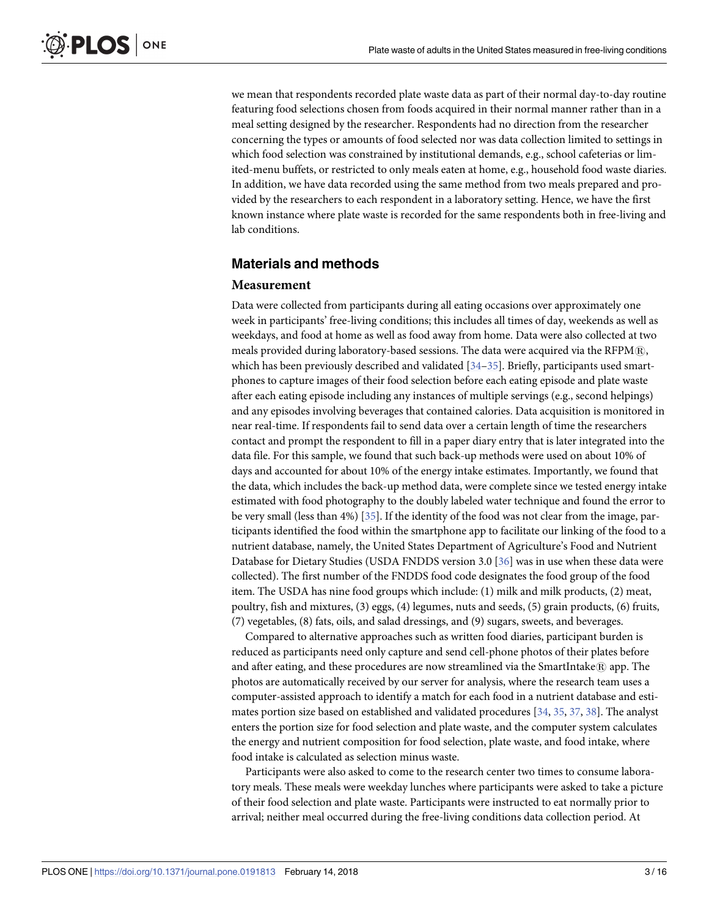we mean that respondents recorded plate waste data as part of their normal day-to-day routine featuring food selections chosen from foods acquired in their normal manner rather than in a meal setting designed by the researcher. Respondents had no direction from the researcher concerning the types or amounts of food selected nor was data collection limited to settings in which food selection was constrained by institutional demands, e.g., school cafeterias or limited-menu buffets, or restricted to only meals eaten at home, e.g., household food waste diaries. In addition, we have data recorded using the same method from two meals prepared and provided by the researchers to each respondent in a laboratory setting. Hence, we have the first known instance where plate waste is recorded for the same respondents both in free-living and lab conditions.

## Materials and methods

### Measurement

Data were collected from participants during all eating occasions over approximately one week in participants' free-living conditions; this includes all times of day, weekends as well as weekdays, and food at home as well as food away from home. Data were also collected at two meals provided during laboratory-based sessions. The data were acquired via the RFPM®, which has been previously described and validated [34–35]. Briefly, participants used smartphones to capture images of their food selection before each eating episode and plate waste after each eating episode including any instances of multiple servings (e.g., second helpings) and any episodes involving beverages that contained calories. Data acquisition is monitored in near real-time. If respondents fail to send data over a certain length of time the researchers contact and prompt the respondent to fill in a paper diary entry that is later integrated into the data file. For this sample, we found that such back-up methods were used on about 10% of days and accounted for about 10% of the energy intake estimates. Importantly, we found that the data, which includes the back-up method data, were complete since we tested energy intake estimated with food photography to the doubly labeled water technique and found the error to be very small (less than 4%) [35]. If the identity of the food was not clear from the image, participants identified the food within the smartphone app to facilitate our linking of the food to a nutrient database, namely, the United States Department of Agriculture's Food and Nutrient Database for Dietary Studies (USDA FNDDS version 3.0 [36] was in use when these data were collected). The first number of the FNDDS food code designates the food group of the food item. The USDA has nine food groups which include: (1) milk and milk products, (2) meat, poultry, fish and mixtures, (3) eggs, (4) legumes, nuts and seeds, (5) grain products, (6) fruits, (7) vegetables, (8) fats, oils, and salad dressings, and (9) sugars, sweets, and beverages.

Compared to alternative approaches such as written food diaries, participant burden is reduced as participants need only capture and send cell-phone photos of their plates before and after eating, and these procedures are now streamlined via the SmartIntake® app. The photos are automatically received by our server for analysis, where the research team uses a computer-assisted approach to identify a match for each food in a nutrient database and estimates portion size based on established and validated procedures [34, 35, 37, 38]. The analyst enters the portion size for food selection and plate waste, and the computer system calculates the energy and nutrient composition for food selection, plate waste, and food intake, where food intake is calculated as selection minus waste.

Participants were also asked to come to the research center two times to consume laboratory meals. These meals were weekday lunches where participants were asked to take a picture of their food selection and plate waste. Participants were instructed to eat normally prior to arrival; neither meal occurred during the free-living conditions data collection period. At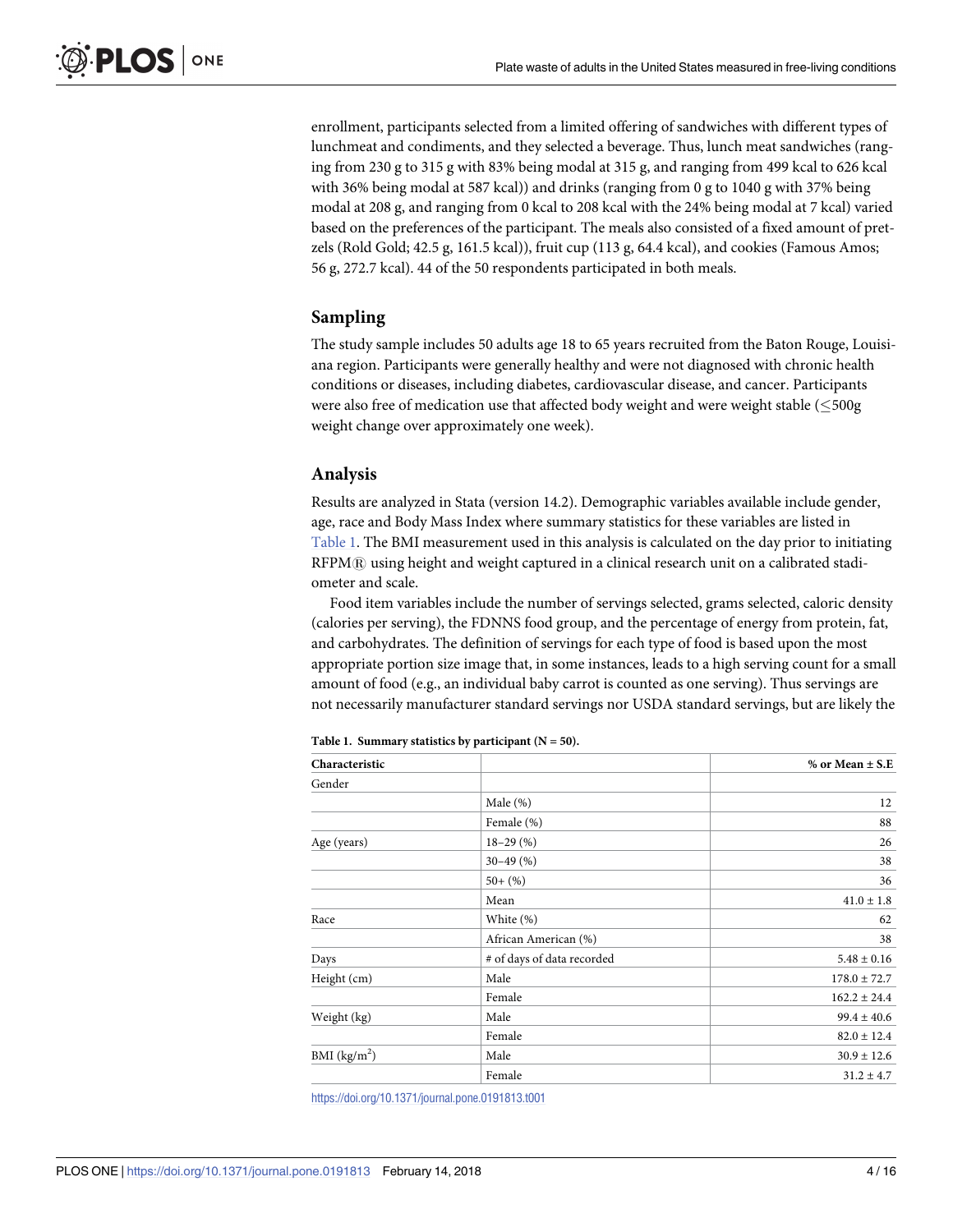enrollment, participants selected from a limited offering of sandwiches with different types of lunchmeat and condiments, and they selected a beverage. Thus, lunch meat sandwiches (ranging from 230 g to 315 g with 83% being modal at 315 g, and ranging from 499 kcal to 626 kcal with 36% being modal at 587 kcal)) and drinks (ranging from 0 g to 1040 g with 37% being modal at 208 g, and ranging from 0 kcal to 208 kcal with the 24% being modal at 7 kcal) varied based on the preferences of the participant. The meals also consisted of a fixed amount of pretzels (Rold Gold; 42.5 g, 161.5 kcal)), fruit cup (113 g, 64.4 kcal), and cookies (Famous Amos; 56 g, 272.7 kcal). 44 of the 50 respondents participated in both meals.

## Sampling

The study sample includes 50 adults age 18 to 65 years recruited from the Baton Rouge, Louisiana region. Participants were generally healthy and were not diagnosed with chronic health conditions or diseases, including diabetes, cardiovascular disease, and cancer. Participants were also free of medication use that affected body weight and were weight stable ($\leq$500g weight change over approximately one week).

## Analysis

Results are analyzed in Stata (version 14.2). Demographic variables available include gender, age, race and Body Mass Index where summary statistics for these variables are listed in Table 1. The BMI measurement used in this analysis is calculated on the day prior to initiating RFPM® using height and weight captured in a clinical research unit on a calibrated stadiometer and scale.

Food item variables include the number of servings selected, grams selected, caloric density (calories per serving), the FDNNS food group, and the percentage of energy from protein, fat, and carbohydrates. The definition of servings for each type of food is based upon the most appropriate portion size image that, in some instances, leads to a high serving count for a small amount of food (e.g., an individual baby carrot is counted as one serving). Thus servings are not necessarily manufacturer standard servings nor USDA standard servings, but are likely the

**Table 1. Summary statistics by participant (N = 50).**

| Characteristic | | % or Mean ± S.E |
|---|---|---|
| Gender | | |
| | Male (%) | 12 |
| | Female (%) | 88 |
| Age (years) | 18–29 (%) | 26 |
| | 30–49 (%) | 38 |
| | 50+ (%) | 36 |
| | Mean | 41.0 ± 1.8 |
| Race | White (%) | 62 |
| | African American (%) | 38 |
| Days | # of days of data recorded | 5.48 ± 0.16 |
| Height (cm) | Male | 178.0 ± 72.7 |
| | Female | 162.2 ± 24.4 |
| Weight (kg) | Male | 99.4 ± 40.6 |
| | Female | 82.0 ± 12.4 |
| BMI (kg/m$^2$) | Male | 30.9 ± 12.6 |
| | Female | 31.2 ± 4.7 |

https://doi.org/10.1371/journal.pone.0191813.t001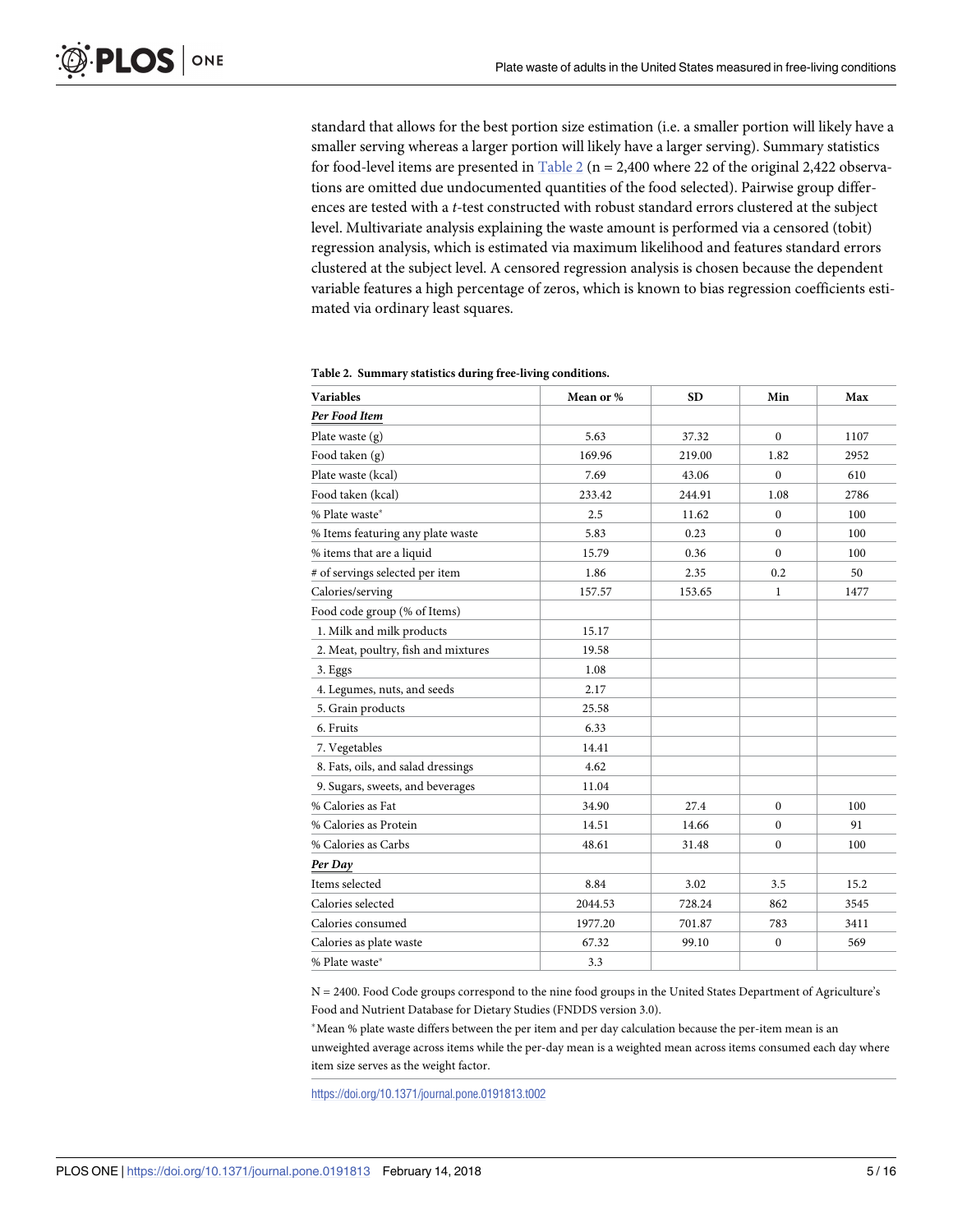standard that allows for the best portion size estimation (i.e. a smaller portion will likely have a smaller serving whereas a larger portion will likely have a larger serving). Summary statistics for food-level items are presented in Table 2 (n = 2,400 where 22 of the original 2,422 observations are omitted due undocumented quantities of the food selected). Pairwise group differences are tested with a *t*-test constructed with robust standard errors clustered at the subject level. Multivariate analysis explaining the waste amount is performed via a censored (tobit) regression analysis, which is estimated via maximum likelihood and features standard errors clustered at the subject level. A censored regression analysis is chosen because the dependent variable features a high percentage of zeros, which is known to bias regression coefficients estimated via ordinary least squares.

**Table 2. Summary statistics during free-living conditions.**

| Variables | Mean or % | SD | Min | Max |
|---|---|---|---|---|
| ***Per Food Item*** | | | | |
| Plate waste (g) | 5.63 | 37.32 | 0 | 1107 |
| Food taken (g) | 169.96 | 219.00 | 1.82 | 2952 |
| Plate waste (kcal) | 7.69 | 43.06 | 0 | 610 |
| Food taken (kcal) | 233.42 | 244.91 | 1.08 | 2786 |
| % Plate waste* | 2.5 | 11.62 | 0 | 100 |
| % Items featuring any plate waste | 5.83 | 0.23 | 0 | 100 |
| % items that are a liquid | 15.79 | 0.36 | 0 | 100 |
| # of servings selected per item | 1.86 | 2.35 | 0.2 | 50 |
| Calories/serving | 157.57 | 153.65 | 1 | 1477 |
| Food code group (% of Items) | | | | |
| 1. Milk and milk products | 15.17 | | | |
| 2. Meat, poultry, fish and mixtures | 19.58 | | | |
| 3. Eggs | 1.08 | | | |
| 4. Legumes, nuts, and seeds | 2.17 | | | |
| 5. Grain products | 25.58 | | | |
| 6. Fruits | 6.33 | | | |
| 7. Vegetables | 14.41 | | | |
| 8. Fats, oils, and salad dressings | 4.62 | | | |
| 9. Sugars, sweets, and beverages | 11.04 | | | |
| % Calories as Fat | 34.90 | 27.4 | 0 | 100 |
| % Calories as Protein | 14.51 | 14.66 | 0 | 91 |
| % Calories as Carbs | 48.61 | 31.48 | 0 | 100 |
| ***Per Day*** | | | | |
| Items selected | 8.84 | 3.02 | 3.5 | 15.2 |
| Calories selected | 2044.53 | 728.24 | 862 | 3545 |
| Calories consumed | 1977.20 | 701.87 | 783 | 3411 |
| Calories as plate waste | 67.32 | 99.10 | 0 | 569 |
| % Plate waste* | 3.3 | | | |

N = 2400. Food Code groups correspond to the nine food groups in the United States Department of Agriculture's Food and Nutrient Database for Dietary Studies (FNDDS version 3.0).

*Mean % plate waste differs between the per item and per day calculation because the per-item mean is an unweighted average across items while the per-day mean is a weighted mean across items consumed each day where item size serves as the weight factor.

https://doi.org/10.1371/journal.pone.0191813.t002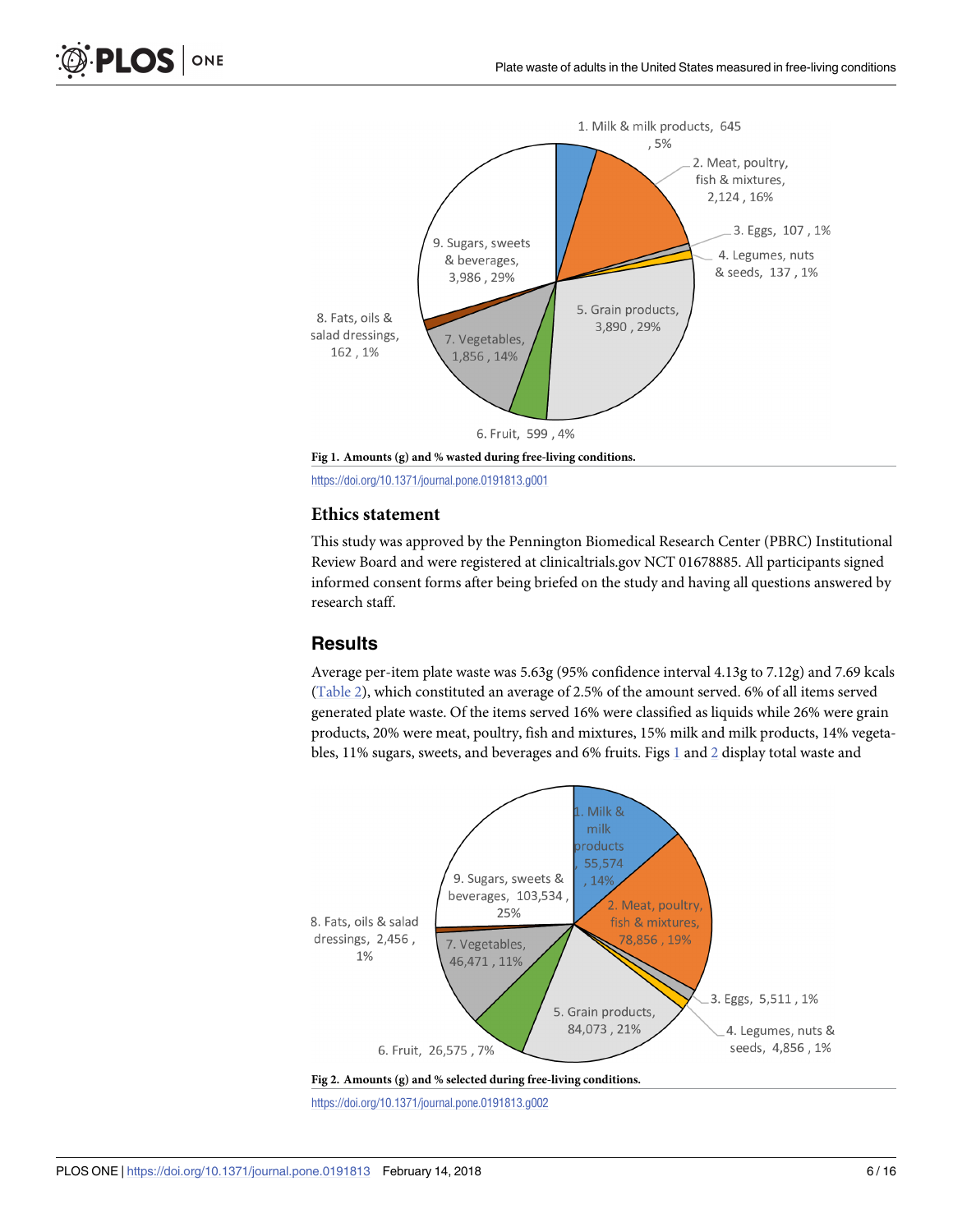Fig 1. Amounts (g) and % wasted during free-living conditions.

https://doi.org/10.1371/journal.pone.0191813.g001

### Ethics statement

This study was approved by the Pennington Biomedical Research Center (PBRC) Institutional Review Board and were registered at clinicaltrials.gov NCT 01678885. All participants signed informed consent forms after being briefed on the study and having all questions answered by research staff.

## Results

Average per-item plate waste was 5.63g (95% confidence interval 4.13g to 7.12g) and 7.69 kcals (Table 2), which constituted an average of 2.5% of the amount served. 6% of all items served generated plate waste. Of the items served 16% were classified as liquids while 26% were grain products, 20% were meat, poultry, fish and mixtures, 15% milk and milk products, 14% vegetables, 11% sugars, sweets, and beverages and 6% fruits. Figs 1 and 2 display total waste and

Fig 2. Amounts (g) and % selected during free-living conditions.

https://doi.org/10.1371/journal.pone.0191813.g002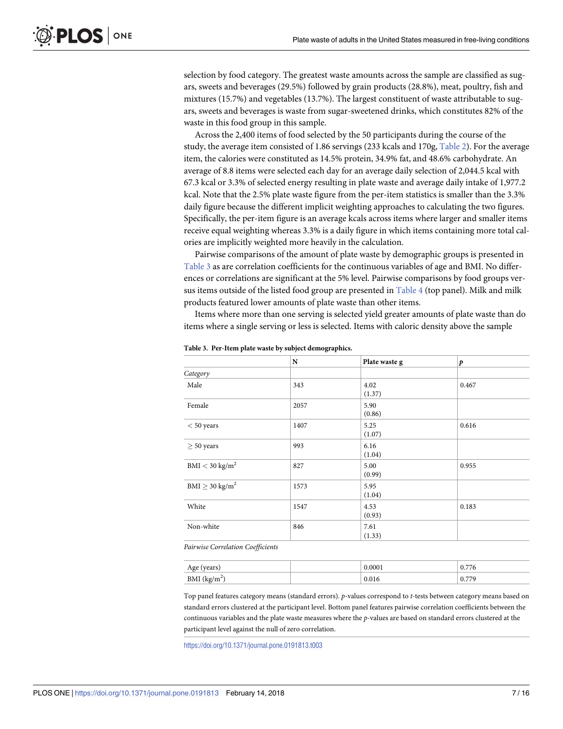selection by food category. The greatest waste amounts across the sample are classified as sugars, sweets and beverages (29.5%) followed by grain products (28.8%), meat, poultry, fish and mixtures (15.7%) and vegetables (13.7%). The largest constituent of waste attributable to sugars, sweets and beverages is waste from sugar-sweetened drinks, which constitutes 82% of the waste in this food group in this sample.

Across the 2,400 items of food selected by the 50 participants during the course of the study, the average item consisted of 1.86 servings (233 kcals and 170g, Table 2). For the average item, the calories were constituted as 14.5% protein, 34.9% fat, and 48.6% carbohydrate. An average of 8.8 items were selected each day for an average daily selection of 2,044.5 kcal with 67.3 kcal or 3.3% of selected energy resulting in plate waste and average daily intake of 1,977.2 kcal. Note that the 2.5% plate waste figure from the per-item statistics is smaller than the 3.3% daily figure because the different implicit weighting approaches to calculating the two figures. Specifically, the per-item figure is an average kcals across items where larger and smaller items receive equal weighting whereas 3.3% is a daily figure in which items containing more total calories are implicitly weighted more heavily in the calculation.

Pairwise comparisons of the amount of plate waste by demographic groups is presented in Table 3 as are correlation coefficients for the continuous variables of age and BMI. No differences or correlations are significant at the 5% level. Pairwise comparisons by food groups versus items outside of the listed food group are presented in Table 4 (top panel). Milk and milk products featured lower amounts of plate waste than other items.

Items where more than one serving is selected yield greater amounts of plate waste than do items where a single serving or less is selected. Items with caloric density above the sample

**Table 3. Per-Item plate waste by subject demographics.**

| | N | Plate waste g | *p* |
|---|---|---|---|
| *Category* | | | |
| Male | 343 | 4.02 (1.37) | 0.467 |
| Female | 2057 | 5.90 (0.86) | |
| $< 50$ years | 1407 | 5.25 (1.07) | 0.616 |
| $\geq 50$ years | 993 | 6.16 (1.04) | |
| BMI $< 30$ kg/m$^2$ | 827 | 5.00 (0.99) | 0.955 |
| BMI $\geq 30$ kg/m$^2$ | 1573 | 5.95 (1.04) | |
| White | 1547 | 4.53 (0.93) | 0.183 |
| Non-white | 846 | 7.61 (1.33) | |
| *Pairwise Correlation Coefficients* | | | |
| Age (years) | | 0.0001 | 0.776 |
| BMI (kg/m$^2$) | | 0.016 | 0.779 |

Top panel features category means (standard errors). *p*-values correspond to *t*-tests between category means based on standard errors clustered at the participant level. Bottom panel features pairwise correlation coefficients between the continuous variables and the plate waste measures where the *p*-values are based on standard errors clustered at the participant level against the null of zero correlation.

https://doi.org/10.1371/journal.pone.0191813.t003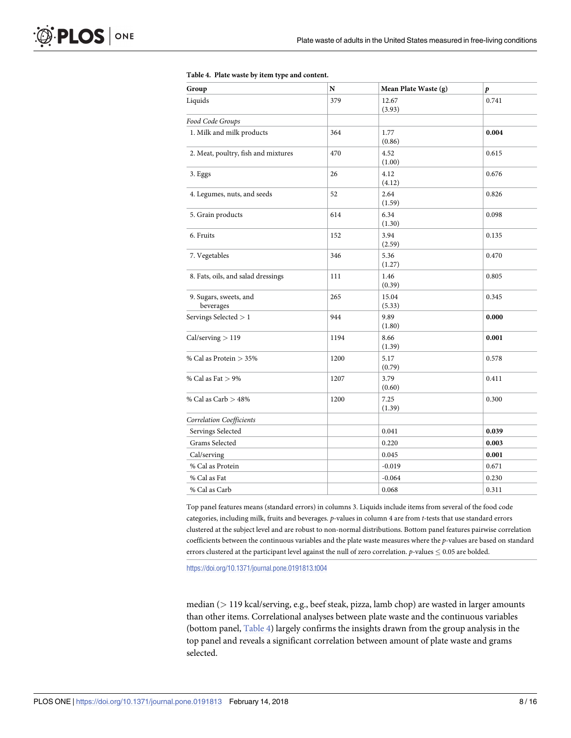**Table 4. Plate waste by item type and content.**

| Group | N | Mean Plate Waste (g) | *p* |
|---|---|---|---|
| Liquids | 379 | 12.67 (3.93) | 0.741 |
| *Food Code Groups* | | | |
| 1. Milk and milk products | 364 | 1.77 (0.86) | **0.004** |
| 2. Meat, poultry, fish and mixtures | 470 | 4.52 (1.00) | 0.615 |
| 3. Eggs | 26 | 4.12 (4.12) | 0.676 |
| 4. Legumes, nuts, and seeds | 52 | 2.64 (1.59) | 0.826 |
| 5. Grain products | 614 | 6.34 (1.30) | 0.098 |
| 6. Fruits | 152 | 3.94 (2.59) | 0.135 |
| 7. Vegetables | 346 | 5.36 (1.27) | 0.470 |
| 8. Fats, oils, and salad dressings | 111 | 1.46 (0.39) | 0.805 |
| 9. Sugars, sweets, and beverages | 265 | 15.04 (5.33) | 0.345 |
| Servings Selected > 1 | 944 | 9.89 (1.80) | **0.000** |
| Cal/serving > 119 | 1194 | 8.66 (1.39) | **0.001** |
| % Cal as Protein > 35% | 1200 | 5.17 (0.79) | 0.578 |
| % Cal as Fat > 9% | 1207 | 3.79 (0.60) | 0.411 |
| % Cal as Carb > 48% | 1200 | 7.25 (1.39) | 0.300 |
| *Correlation Coefficients* | | | |
| Servings Selected | | 0.041 | **0.039** |
| Grams Selected | | 0.220 | **0.003** |
| Cal/serving | | 0.045 | **0.001** |
| % Cal as Protein | | -0.019 | 0.671 |
| % Cal as Fat | | -0.064 | 0.230 |
| % Cal as Carb | | 0.068 | 0.311 |

Top panel features means (standard errors) in columns 3. Liquids include items from several of the food code categories, including milk, fruits and beverages. *p*-values in column 4 are from *t*-tests that use standard errors clustered at the subject level and are robust to non-normal distributions. Bottom panel features pairwise correlation coefficients between the continuous variables and the plate waste measures where the *p*-values are based on standard errors clustered at the participant level against the null of zero correlation. *p*-values $\leq$ 0.05 are bolded.

https://doi.org/10.1371/journal.pone.0191813.t004

median (> 119 kcal/serving, e.g., beef steak, pizza, lamb chop) are wasted in larger amounts than other items. Correlational analyses between plate waste and the continuous variables (bottom panel, Table 4) largely confirms the insights drawn from the group analysis in the top panel and reveals a significant correlation between amount of plate waste and grams selected.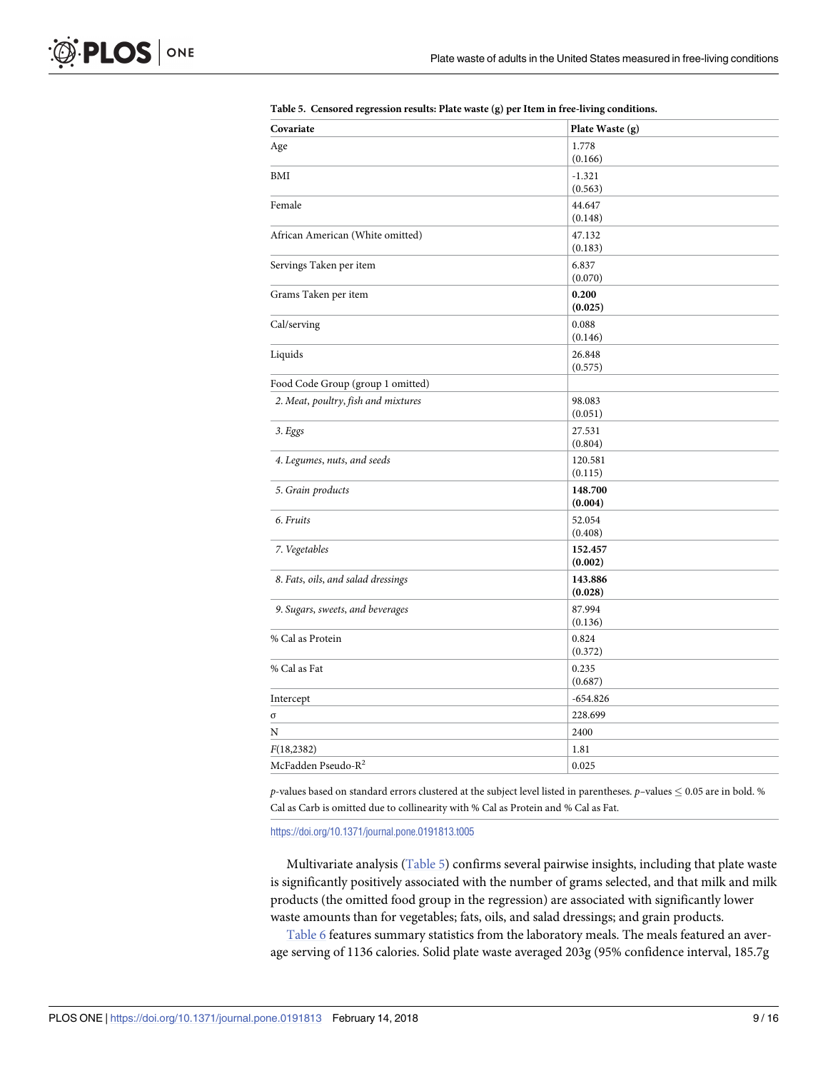**Table 5. Censored regression results: Plate waste (g) per Item in free-living conditions.**

| Covariate | Plate Waste (g) |
|---|---|
| Age | 1.778<br>(0.166) |
| BMI | -1.321<br>(0.563) |
| Female | 44.647<br>(0.148) |
| African American (White omitted) | 47.132<br>(0.183) |
| Servings Taken per item | 6.837<br>(0.070) |
| Grams Taken per item | **0.200**<br>**(0.025)** |
| Cal/serving | 0.088<br>(0.146) |
| Liquids | 26.848<br>(0.575) |
| Food Code Group (group 1 omitted) | |
| *2. Meat, poultry, fish and mixtures* | 98.083<br>(0.051) |
| *3. Eggs* | 27.531<br>(0.804) |
| *4. Legumes, nuts, and seeds* | 120.581<br>(0.115) |
| *5. Grain products* | **148.700**<br>**(0.004)** |
| *6. Fruits* | 52.054<br>(0.408) |
| *7. Vegetables* | **152.457**<br>**(0.002)** |
| *8. Fats, oils, and salad dressings* | **143.886**<br>**(0.028)** |
| *9. Sugars, sweets, and beverages* | 87.994<br>(0.136) |
| % Cal as Protein | 0.824<br>(0.372) |
| % Cal as Fat | 0.235<br>(0.687) |
| Intercept | -654.826 |
| $\sigma$ | 228.699 |
| N | 2400 |
| $F(18,2382)$ | 1.81 |
| McFadden Pseudo-$R^2$ | 0.025 |

*p*-values based on standard errors clustered at the subject level listed in parentheses. *p*–values $\leq$ 0.05 are in bold. % Cal as Carb is omitted due to collinearity with % Cal as Protein and % Cal as Fat.

https://doi.org/10.1371/journal.pone.0191813.t005

Multivariate analysis (Table 5) confirms several pairwise insights, including that plate waste is significantly positively associated with the number of grams selected, and that milk and milk products (the omitted food group in the regression) are associated with significantly lower waste amounts than for vegetables; fats, oils, and salad dressings; and grain products.

Table 6 features summary statistics from the laboratory meals. The meals featured an average serving of 1136 calories. Solid plate waste averaged 203g (95% confidence interval, 185.7g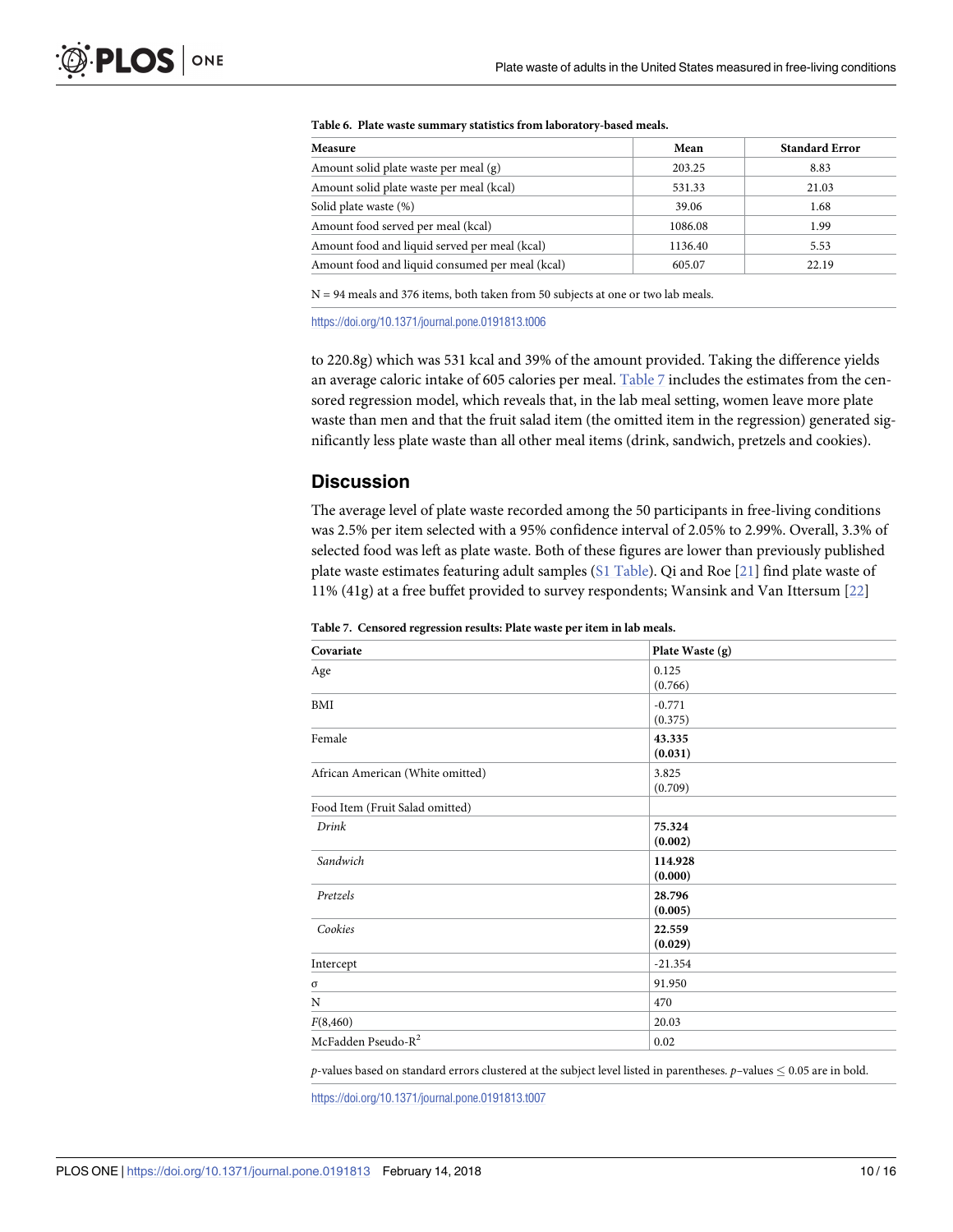**Table 6. Plate waste summary statistics from laboratory-based meals.**

| Measure | Mean | Standard Error |
| --- | --- | --- |
| Amount solid plate waste per meal (g) | 203.25 | 8.83 |
| Amount solid plate waste per meal (kcal) | 531.33 | 21.03 |
| Solid plate waste (%) | 39.06 | 1.68 |
| Amount food served per meal (kcal) | 1086.08 | 1.99 |
| Amount food and liquid served per meal (kcal) | 1136.40 | 5.53 |
| Amount food and liquid consumed per meal (kcal) | 605.07 | 22.19 |

N = 94 meals and 376 items, both taken from 50 subjects at one or two lab meals.

https://doi.org/10.1371/journal.pone.0191813.t006

to 220.8g) which was 531 kcal and 39% of the amount provided. Taking the difference yields an average caloric intake of 605 calories per meal. Table 7 includes the estimates from the censored regression model, which reveals that, in the lab meal setting, women leave more plate waste than men and that the fruit salad item (the omitted item in the regression) generated significantly less plate waste than all other meal items (drink, sandwich, pretzels and cookies).

## Discussion

The average level of plate waste recorded among the 50 participants in free-living conditions was 2.5% per item selected with a 95% confidence interval of 2.05% to 2.99%. Overall, 3.3% of selected food was left as plate waste. Both of these figures are lower than previously published plate waste estimates featuring adult samples (S1 Table). Qi and Roe [21] find plate waste of 11% (41g) at a free buffet provided to survey respondents; Wansink and Van Ittersum [22]

**Table 7. Censored regression results: Plate waste per item in lab meals.**

| Covariate | Plate Waste (g) |
| --- | --- |
| Age | 0.125<br>(0.766) |
| BMI | -0.771<br>(0.375) |
| Female | **43.335**<br>**(0.031)** |
| African American (White omitted) | 3.825<br>(0.709) |
| Food Item (Fruit Salad omitted) | |
| *Drink* | **75.324**<br>**(0.002)** |
| *Sandwich* | **114.928**<br>**(0.000)** |
| *Pretzels* | **28.796**<br>**(0.005)** |
| *Cookies* | **22.559**<br>**(0.029)** |
| Intercept | -21.354 |
| $\sigma$ | 91.950 |
| N | 470 |
| $F(8,460)$ | 20.03 |
| McFadden Pseudo-$R^2$ | 0.02 |

*p*-values based on standard errors clustered at the subject level listed in parentheses. *p*–values $\leq$ 0.05 are in bold.

https://doi.org/10.1371/journal.pone.0191813.t007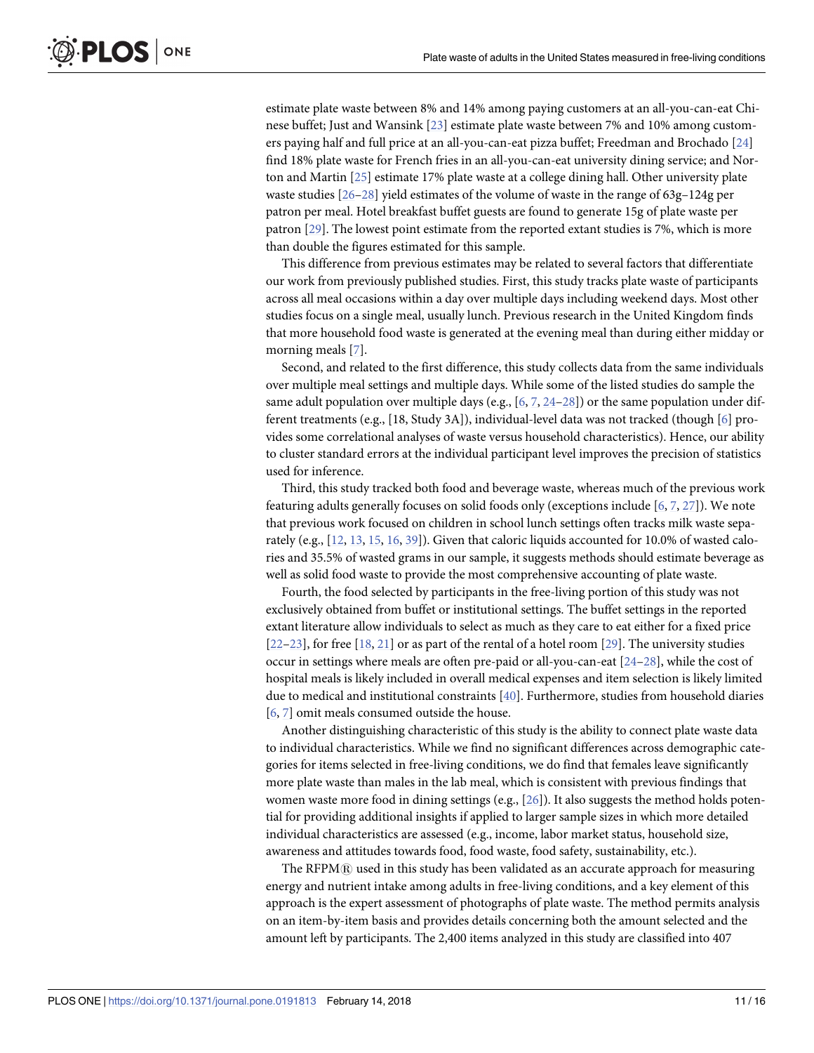estimate plate waste between 8% and 14% among paying customers at an all-you-can-eat Chinese buffet; Just and Wansink [23] estimate plate waste between 7% and 10% among customers paying half and full price at an all-you-can-eat pizza buffet; Freedman and Brochado [24] find 18% plate waste for French fries in an all-you-can-eat university dining service; and Norton and Martin [25] estimate 17% plate waste at a college dining hall. Other university plate waste studies [26–28] yield estimates of the volume of waste in the range of 63g–124g per patron per meal. Hotel breakfast buffet guests are found to generate 15g of plate waste per patron [29]. The lowest point estimate from the reported extant studies is 7%, which is more than double the figures estimated for this sample.

This difference from previous estimates may be related to several factors that differentiate our work from previously published studies. First, this study tracks plate waste of participants across all meal occasions within a day over multiple days including weekend days. Most other studies focus on a single meal, usually lunch. Previous research in the United Kingdom finds that more household food waste is generated at the evening meal than during either midday or morning meals [7].

Second, and related to the first difference, this study collects data from the same individuals over multiple meal settings and multiple days. While some of the listed studies do sample the same adult population over multiple days (e.g., [6, 7, 24–28]) or the same population under different treatments (e.g., [18, Study 3A]), individual-level data was not tracked (though [6] provides some correlational analyses of waste versus household characteristics). Hence, our ability to cluster standard errors at the individual participant level improves the precision of statistics used for inference.

Third, this study tracked both food and beverage waste, whereas much of the previous work featuring adults generally focuses on solid foods only (exceptions include [6, 7, 27]). We note that previous work focused on children in school lunch settings often tracks milk waste separately (e.g., [12, 13, 15, 16, 39]). Given that caloric liquids accounted for 10.0% of wasted calories and 35.5% of wasted grams in our sample, it suggests methods should estimate beverage as well as solid food waste to provide the most comprehensive accounting of plate waste.

Fourth, the food selected by participants in the free-living portion of this study was not exclusively obtained from buffet or institutional settings. The buffet settings in the reported extant literature allow individuals to select as much as they care to eat either for a fixed price [22–23], for free [18, 21] or as part of the rental of a hotel room [29]. The university studies occur in settings where meals are often pre-paid or all-you-can-eat [24–28], while the cost of hospital meals is likely included in overall medical expenses and item selection is likely limited due to medical and institutional constraints [40]. Furthermore, studies from household diaries [6, 7] omit meals consumed outside the house.

Another distinguishing characteristic of this study is the ability to connect plate waste data to individual characteristics. While we find no significant differences across demographic categories for items selected in free-living conditions, we do find that females leave significantly more plate waste than males in the lab meal, which is consistent with previous findings that women waste more food in dining settings (e.g., [26]). It also suggests the method holds potential for providing additional insights if applied to larger sample sizes in which more detailed individual characteristics are assessed (e.g., income, labor market status, household size, awareness and attitudes towards food, food waste, food safety, sustainability, etc.).

The RFPM® used in this study has been validated as an accurate approach for measuring energy and nutrient intake among adults in free-living conditions, and a key element of this approach is the expert assessment of photographs of plate waste. The method permits analysis on an item-by-item basis and provides details concerning both the amount selected and the amount left by participants. The 2,400 items analyzed in this study are classified into 407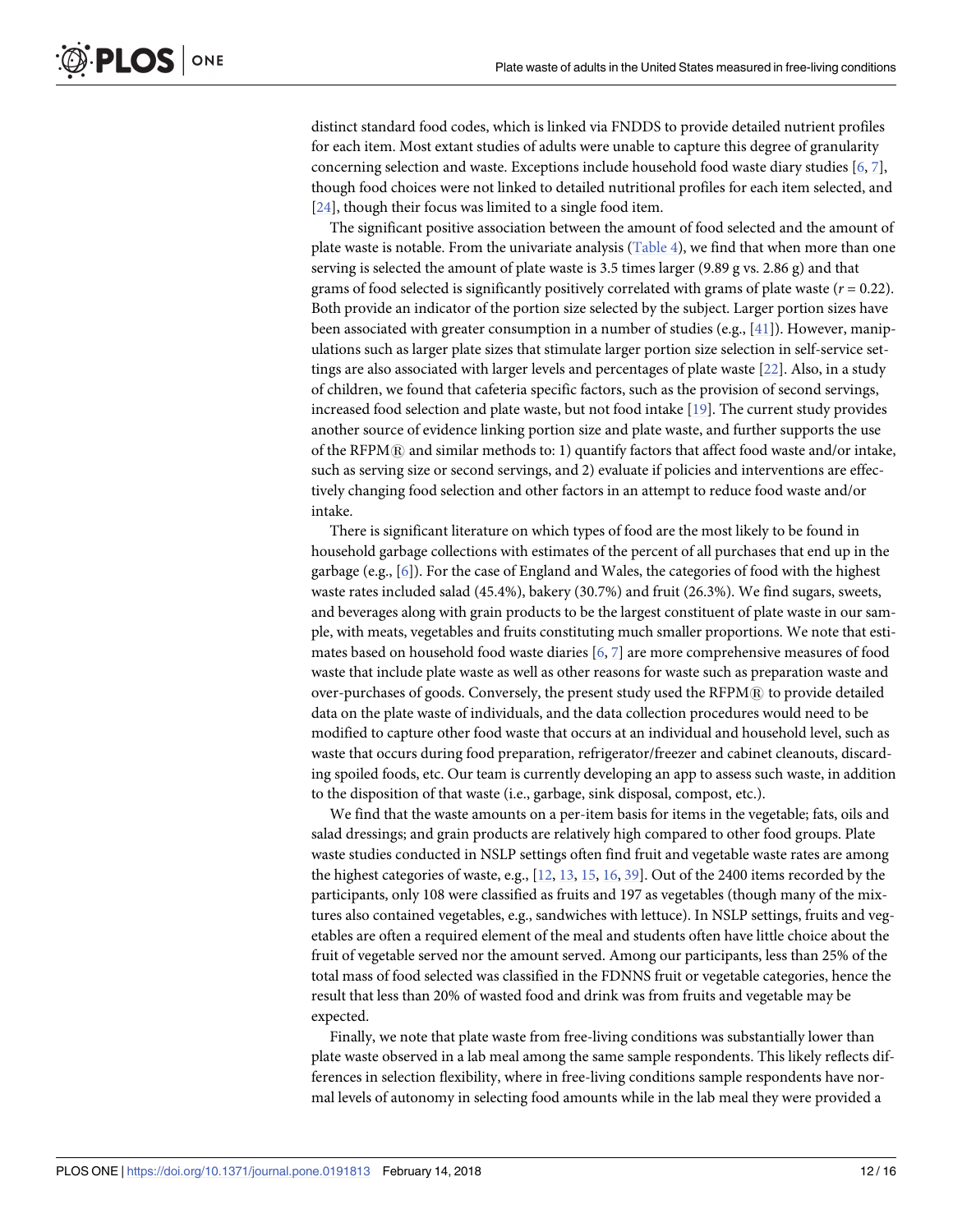distinct standard food codes, which is linked via FNDDS to provide detailed nutrient profiles for each item. Most extant studies of adults were unable to capture this degree of granularity concerning selection and waste. Exceptions include household food waste diary studies [6, 7], though food choices were not linked to detailed nutritional profiles for each item selected, and [24], though their focus was limited to a single food item.

The significant positive association between the amount of food selected and the amount of plate waste is notable. From the univariate analysis (Table 4), we find that when more than one serving is selected the amount of plate waste is 3.5 times larger (9.89 g vs. 2.86 g) and that grams of food selected is significantly positively correlated with grams of plate waste ($r = 0.22$). Both provide an indicator of the portion size selected by the subject. Larger portion sizes have been associated with greater consumption in a number of studies (e.g., [41]). However, manipulations such as larger plate sizes that stimulate larger portion size selection in self-service settings are also associated with larger levels and percentages of plate waste [22]. Also, in a study of children, we found that cafeteria specific factors, such as the provision of second servings, increased food selection and plate waste, but not food intake [19]. The current study provides another source of evidence linking portion size and plate waste, and further supports the use of the RFPM® and similar methods to: 1) quantify factors that affect food waste and/or intake, such as serving size or second servings, and 2) evaluate if policies and interventions are effectively changing food selection and other factors in an attempt to reduce food waste and/or intake.

There is significant literature on which types of food are the most likely to be found in household garbage collections with estimates of the percent of all purchases that end up in the garbage (e.g., [6]). For the case of England and Wales, the categories of food with the highest waste rates included salad (45.4%), bakery (30.7%) and fruit (26.3%). We find sugars, sweets, and beverages along with grain products to be the largest constituent of plate waste in our sample, with meats, vegetables and fruits constituting much smaller proportions. We note that estimates based on household food waste diaries [6, 7] are more comprehensive measures of food waste that include plate waste as well as other reasons for waste such as preparation waste and over-purchases of goods. Conversely, the present study used the RFPM® to provide detailed data on the plate waste of individuals, and the data collection procedures would need to be modified to capture other food waste that occurs at an individual and household level, such as waste that occurs during food preparation, refrigerator/freezer and cabinet cleanouts, discarding spoiled foods, etc. Our team is currently developing an app to assess such waste, in addition to the disposition of that waste (i.e., garbage, sink disposal, compost, etc.).

We find that the waste amounts on a per-item basis for items in the vegetable; fats, oils and salad dressings; and grain products are relatively high compared to other food groups. Plate waste studies conducted in NSLP settings often find fruit and vegetable waste rates are among the highest categories of waste, e.g., [12, 13, 15, 16, 39]. Out of the 2400 items recorded by the participants, only 108 were classified as fruits and 197 as vegetables (though many of the mixtures also contained vegetables, e.g., sandwiches with lettuce). In NSLP settings, fruits and vegetables are often a required element of the meal and students often have little choice about the fruit of vegetable served nor the amount served. Among our participants, less than 25% of the total mass of food selected was classified in the FDNNS fruit or vegetable categories, hence the result that less than 20% of wasted food and drink was from fruits and vegetable may be expected.

Finally, we note that plate waste from free-living conditions was substantially lower than plate waste observed in a lab meal among the same sample respondents. This likely reflects differences in selection flexibility, where in free-living conditions sample respondents have normal levels of autonomy in selecting food amounts while in the lab meal they were provided a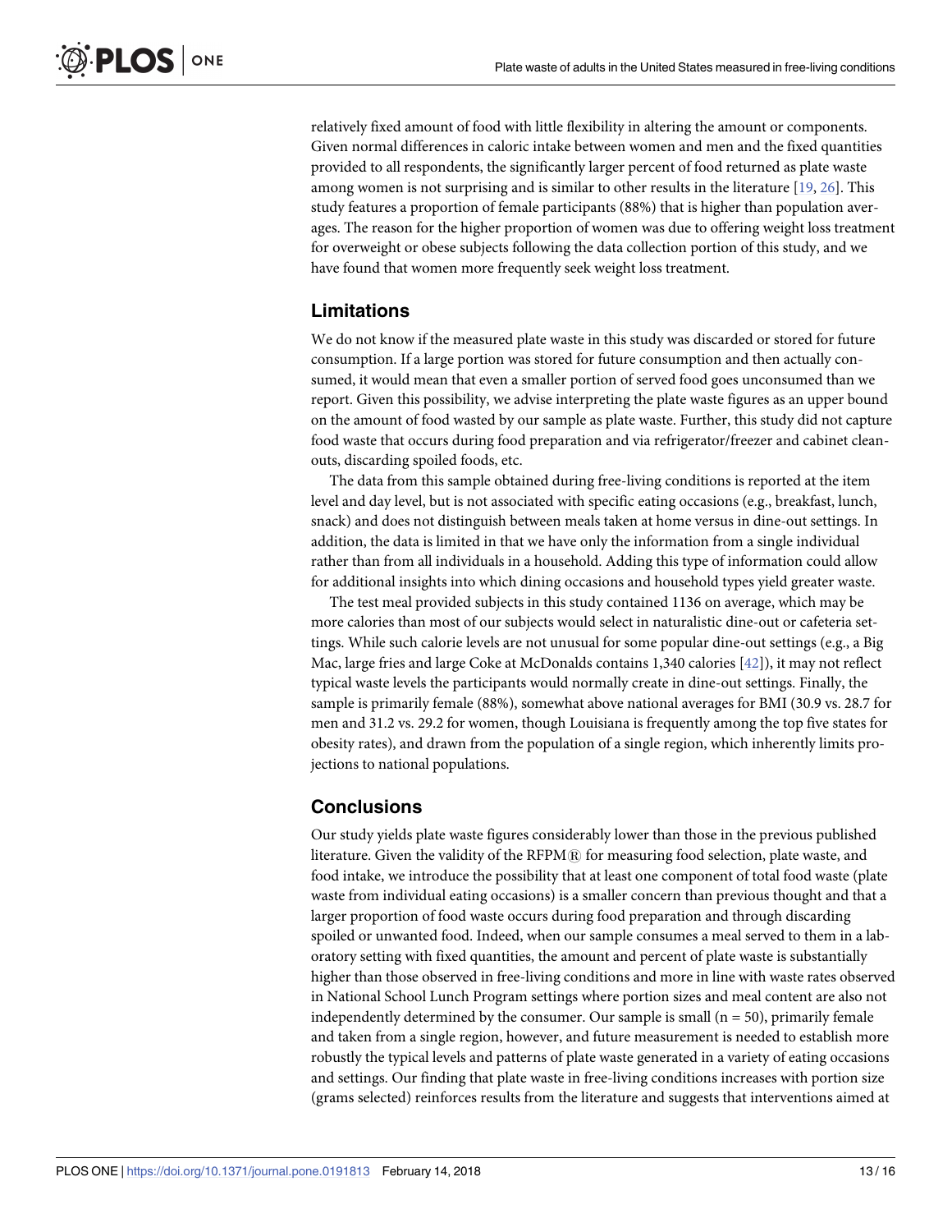relatively fixed amount of food with little flexibility in altering the amount or components. Given normal differences in caloric intake between women and men and the fixed quantities provided to all respondents, the significantly larger percent of food returned as plate waste among women is not surprising and is similar to other results in the literature [19, 26]. This study features a proportion of female participants (88%) that is higher than population averages. The reason for the higher proportion of women was due to offering weight loss treatment for overweight or obese subjects following the data collection portion of this study, and we have found that women more frequently seek weight loss treatment.

## Limitations

We do not know if the measured plate waste in this study was discarded or stored for future consumption. If a large portion was stored for future consumption and then actually consumed, it would mean that even a smaller portion of served food goes unconsumed than we report. Given this possibility, we advise interpreting the plate waste figures as an upper bound on the amount of food wasted by our sample as plate waste. Further, this study did not capture food waste that occurs during food preparation and via refrigerator/freezer and cabinet clean-outs, discarding spoiled foods, etc.

The data from this sample obtained during free-living conditions is reported at the item level and day level, but is not associated with specific eating occasions (e.g., breakfast, lunch, snack) and does not distinguish between meals taken at home versus in dine-out settings. In addition, the data is limited in that we have only the information from a single individual rather than from all individuals in a household. Adding this type of information could allow for additional insights into which dining occasions and household types yield greater waste.

The test meal provided subjects in this study contained 1136 on average, which may be more calories than most of our subjects would select in naturalistic dine-out or cafeteria settings. While such calorie levels are not unusual for some popular dine-out settings (e.g., a Big Mac, large fries and large Coke at McDonalds contains 1,340 calories [42]), it may not reflect typical waste levels the participants would normally create in dine-out settings. Finally, the sample is primarily female (88%), somewhat above national averages for BMI (30.9 vs. 28.7 for men and 31.2 vs. 29.2 for women, though Louisiana is frequently among the top five states for obesity rates), and drawn from the population of a single region, which inherently limits projections to national populations.

## Conclusions

Our study yields plate waste figures considerably lower than those in the previous published literature. Given the validity of the RFPM® for measuring food selection, plate waste, and food intake, we introduce the possibility that at least one component of total food waste (plate waste from individual eating occasions) is a smaller concern than previous thought and that a larger proportion of food waste occurs during food preparation and through discarding spoiled or unwanted food. Indeed, when our sample consumes a meal served to them in a laboratory setting with fixed quantities, the amount and percent of plate waste is substantially higher than those observed in free-living conditions and more in line with waste rates observed in National School Lunch Program settings where portion sizes and meal content are also not independently determined by the consumer. Our sample is small (n = 50), primarily female and taken from a single region, however, and future measurement is needed to establish more robustly the typical levels and patterns of plate waste generated in a variety of eating occasions and settings. Our finding that plate waste in free-living conditions increases with portion size (grams selected) reinforces results from the literature and suggests that interventions aimed at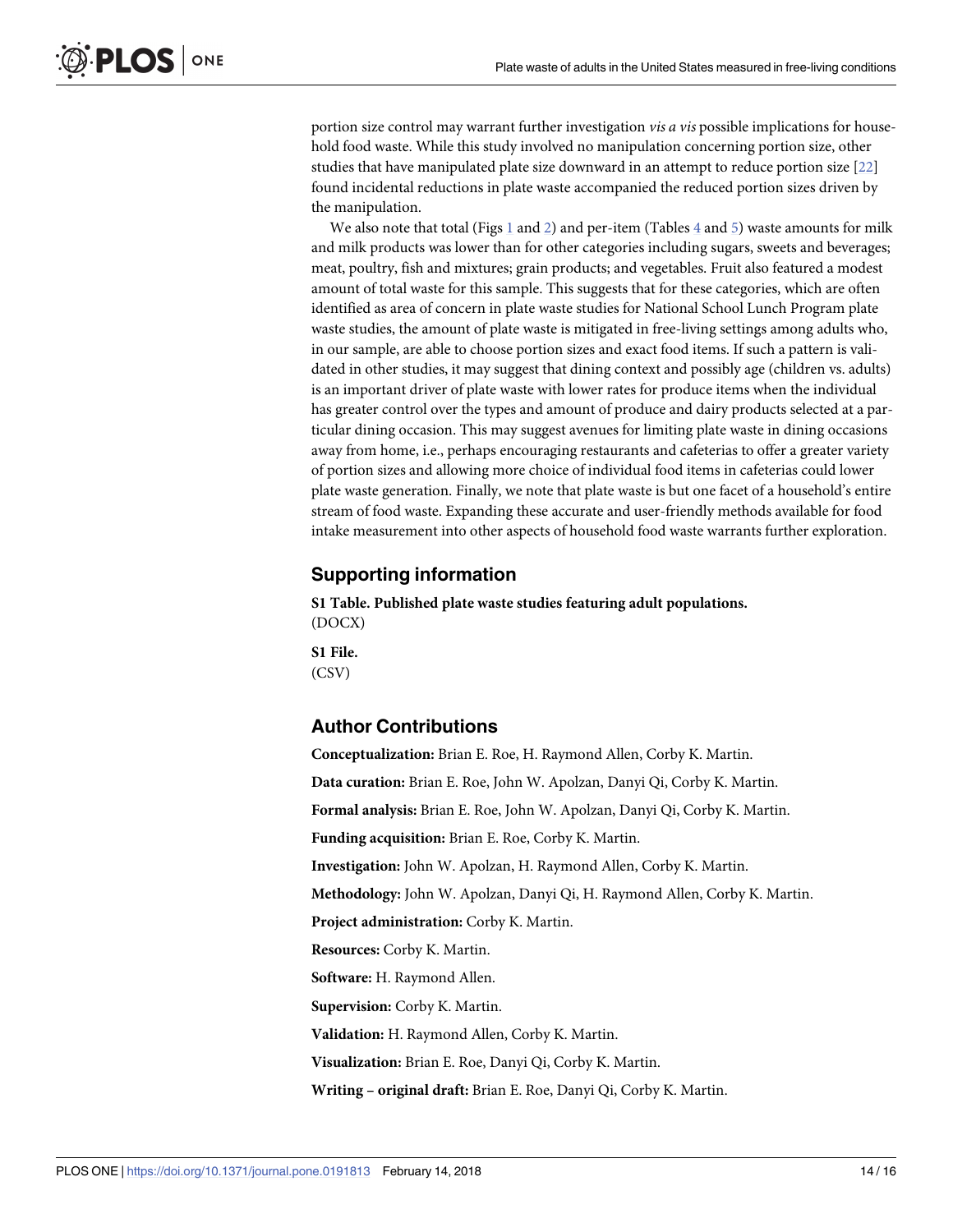portion size control may warrant further investigation *vis a vis* possible implications for household food waste. While this study involved no manipulation concerning portion size, other studies that have manipulated plate size downward in an attempt to reduce portion size [22] found incidental reductions in plate waste accompanied the reduced portion sizes driven by the manipulation.

We also note that total (Figs 1 and 2) and per-item (Tables 4 and 5) waste amounts for milk and milk products was lower than for other categories including sugars, sweets and beverages; meat, poultry, fish and mixtures; grain products; and vegetables. Fruit also featured a modest amount of total waste for this sample. This suggests that for these categories, which are often identified as area of concern in plate waste studies for National School Lunch Program plate waste studies, the amount of plate waste is mitigated in free-living settings among adults who, in our sample, are able to choose portion sizes and exact food items. If such a pattern is validated in other studies, it may suggest that dining context and possibly age (children vs. adults) is an important driver of plate waste with lower rates for produce items when the individual has greater control over the types and amount of produce and dairy products selected at a particular dining occasion. This may suggest avenues for limiting plate waste in dining occasions away from home, i.e., perhaps encouraging restaurants and cafeterias to offer a greater variety of portion sizes and allowing more choice of individual food items in cafeterias could lower plate waste generation. Finally, we note that plate waste is but one facet of a household's entire stream of food waste. Expanding these accurate and user-friendly methods available for food intake measurement into other aspects of household food waste warrants further exploration.

## Supporting information

**S1 Table. Published plate waste studies featuring adult populations.**
(DOCX)

**S1 File.**
(CSV)

## Author Contributions

**Conceptualization:** Brian E. Roe, H. Raymond Allen, Corby K. Martin.

**Data curation:** Brian E. Roe, John W. Apolzan, Danyi Qi, Corby K. Martin.

**Formal analysis:** Brian E. Roe, John W. Apolzan, Danyi Qi, Corby K. Martin.

**Funding acquisition:** Brian E. Roe, Corby K. Martin.

**Investigation:** John W. Apolzan, H. Raymond Allen, Corby K. Martin.

**Methodology:** John W. Apolzan, Danyi Qi, H. Raymond Allen, Corby K. Martin.

**Project administration:** Corby K. Martin.

**Resources:** Corby K. Martin.

**Software:** H. Raymond Allen.

**Supervision:** Corby K. Martin.

**Validation:** H. Raymond Allen, Corby K. Martin.

**Visualization:** Brian E. Roe, Danyi Qi, Corby K. Martin.

**Writing – original draft:** Brian E. Roe, Danyi Qi, Corby K. Martin.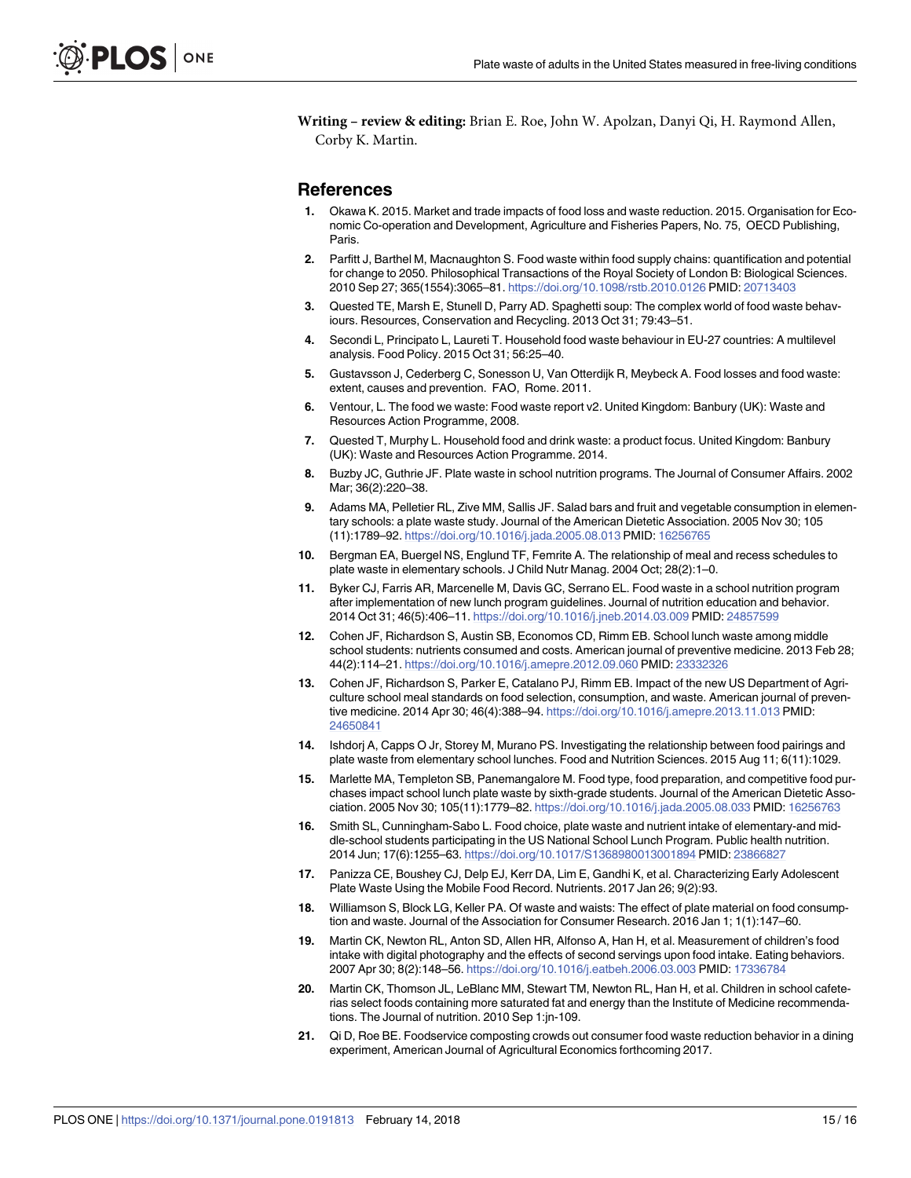**Writing – review & editing:** Brian E. Roe, John W. Apolzan, Danyi Qi, H. Raymond Allen, Corby K. Martin.

## References

1. Okawa K. 2015. Market and trade impacts of food loss and waste reduction. 2015. Organisation for Economic Co-operation and Development, Agriculture and Fisheries Papers, No. 75, OECD Publishing, Paris.
2. Parfitt J, Barthel M, Macnaughton S. Food waste within food supply chains: quantification and potential for change to 2050. Philosophical Transactions of the Royal Society of London B: Biological Sciences. 2010 Sep 27; 365(1554):3065–81. https://doi.org/10.1098/rstb.2010.0126 PMID: 20713403
3. Quested TE, Marsh E, Stunell D, Parry AD. Spaghetti soup: The complex world of food waste behaviours. Resources, Conservation and Recycling. 2013 Oct 31; 79:43–51.
4. Secondi L, Principato L, Laureti T. Household food waste behaviour in EU-27 countries: A multilevel analysis. Food Policy. 2015 Oct 31; 56:25–40.
5. Gustavsson J, Cederberg C, Sonesson U, Van Otterdijk R, Meybeck A. Food losses and food waste: extent, causes and prevention. FAO, Rome. 2011.
6. Ventour, L. The food we waste: Food waste report v2. United Kingdom: Banbury (UK): Waste and Resources Action Programme, 2008.
7. Quested T, Murphy L. Household food and drink waste: a product focus. United Kingdom: Banbury (UK): Waste and Resources Action Programme. 2014.
8. Buzby JC, Guthrie JF. Plate waste in school nutrition programs. The Journal of Consumer Affairs. 2002 Mar; 36(2):220–38.
9. Adams MA, Pelletier RL, Zive MM, Sallis JF. Salad bars and fruit and vegetable consumption in elementary schools: a plate waste study. Journal of the American Dietetic Association. 2005 Nov 30; 105 (11):1789–92. https://doi.org/10.1016/j.jada.2005.08.013 PMID: 16256765
10. Bergman EA, Buergel NS, Englund TF, Femrite A. The relationship of meal and recess schedules to plate waste in elementary schools. J Child Nutr Manag. 2004 Oct; 28(2):1–0.
11. Byker CJ, Farris AR, Marcenelle M, Davis GC, Serrano EL. Food waste in a school nutrition program after implementation of new lunch program guidelines. Journal of nutrition education and behavior. 2014 Oct 31; 46(5):406–11. https://doi.org/10.1016/j.jneb.2014.03.009 PMID: 24857599
12. Cohen JF, Richardson S, Austin SB, Economos CD, Rimm EB. School lunch waste among middle school students: nutrients consumed and costs. American journal of preventive medicine. 2013 Feb 28; 44(2):114–21. https://doi.org/10.1016/j.amepre.2012.09.060 PMID: 23332326
13. Cohen JF, Richardson S, Parker E, Catalano PJ, Rimm EB. Impact of the new US Department of Agriculture school meal standards on food selection, consumption, and waste. American journal of preventive medicine. 2014 Apr 30; 46(4):388–94. https://doi.org/10.1016/j.amepre.2013.11.013 PMID: 24650841
14. Ishdorj A, Capps O Jr, Storey M, Murano PS. Investigating the relationship between food pairings and plate waste from elementary school lunches. Food and Nutrition Sciences. 2015 Aug 11; 6(11):1029.
15. Marlette MA, Templeton SB, Panemangalore M. Food type, food preparation, and competitive food purchases impact school lunch plate waste by sixth-grade students. Journal of the American Dietetic Association. 2005 Nov 30; 105(11):1779–82. https://doi.org/10.1016/j.jada.2005.08.033 PMID: 16256763
16. Smith SL, Cunningham-Sabo L. Food choice, plate waste and nutrient intake of elementary-and middle-school students participating in the US National School Lunch Program. Public health nutrition. 2014 Jun; 17(6):1255–63. https://doi.org/10.1017/S1368980013001894 PMID: 23866827
17. Panizza CE, Boushey CJ, Delp EJ, Kerr DA, Lim E, Gandhi K, et al. Characterizing Early Adolescent Plate Waste Using the Mobile Food Record. Nutrients. 2017 Jan 26; 9(2):93.
18. Williamson S, Block LG, Keller PA. Of waste and waists: The effect of plate material on food consumption and waste. Journal of the Association for Consumer Research. 2016 Jan 1; 1(1):147–60.
19. Martin CK, Newton RL, Anton SD, Allen HR, Alfonso A, Han H, et al. Measurement of children's food intake with digital photography and the effects of second servings upon food intake. Eating behaviors. 2007 Apr 30; 8(2):148–56. https://doi.org/10.1016/j.eatbeh.2006.03.003 PMID: 17336784
20. Martin CK, Thomson JL, LeBlanc MM, Stewart TM, Newton RL, Han H, et al. Children in school cafeterias select foods containing more saturated fat and energy than the Institute of Medicine recommendations. The Journal of nutrition. 2010 Sep 1:jn-109.
21. Qi D, Roe BE. Foodservice composting crowds out consumer food waste reduction behavior in a dining experiment, American Journal of Agricultural Economics forthcoming 2017.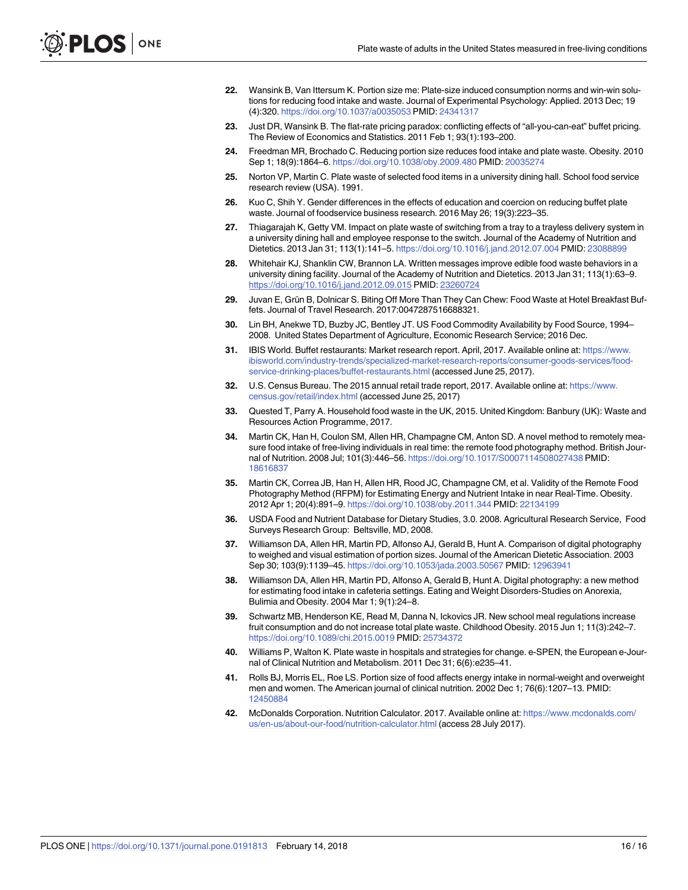22. Wansink B, Van Ittersum K. Portion size me: Plate-size induced consumption norms and win-win solutions for reducing food intake and waste. Journal of Experimental Psychology: Applied. 2013 Dec; 19 (4):320. https://doi.org/10.1037/a0035053 PMID: 24341317

23. Just DR, Wansink B. The flat-rate pricing paradox: conflicting effects of "all-you-can-eat" buffet pricing. The Review of Economics and Statistics. 2011 Feb 1; 93(1):193–200.

24. Freedman MR, Brochado C. Reducing portion size reduces food intake and plate waste. Obesity. 2010 Sep 1; 18(9):1864–6. https://doi.org/10.1038/oby.2009.480 PMID: 20035274

25. Norton VP, Martin C. Plate waste of selected food items in a university dining hall. School food service research review (USA). 1991.

26. Kuo C, Shih Y. Gender differences in the effects of education and coercion on reducing buffet plate waste. Journal of foodservice business research. 2016 May 26; 19(3):223–35.

27. Thiagarajah K, Getty VM. Impact on plate waste of switching from a tray to a trayless delivery system in a university dining hall and employee response to the switch. Journal of the Academy of Nutrition and Dietetics. 2013 Jan 31; 113(1):141–5. https://doi.org/10.1016/j.jand.2012.07.004 PMID: 23088899

28. Whitehair KJ, Shanklin CW, Brannon LA. Written messages improve edible food waste behaviors in a university dining facility. Journal of the Academy of Nutrition and Dietetics. 2013 Jan 31; 113(1):63–9. https://doi.org/10.1016/j.jand.2012.09.015 PMID: 23260724

29. Juvan E, Grün B, Dolnicar S. Biting Off More Than They Can Chew: Food Waste at Hotel Breakfast Buffets. Journal of Travel Research. 2017:0047287516688321.

30. Lin BH, Anekwe TD, Buzby JC, Bentley JT. US Food Commodity Availability by Food Source, 1994–2008. United States Department of Agriculture, Economic Research Service; 2016 Dec.

31. IBIS World. Buffet restaurants: Market research report. April, 2017. Available online at: https://www.ibisworld.com/industry-trends/specialized-market-research-reports/consumer-goods-services/food-service-drinking-places/buffet-restaurants.html (accessed June 25, 2017).

32. U.S. Census Bureau. The 2015 annual retail trade report, 2017. Available online at: https://www.census.gov/retail/index.html (accessed June 25, 2017)

33. Quested T, Parry A. Household food waste in the UK, 2015. United Kingdom: Banbury (UK): Waste and Resources Action Programme, 2017.

34. Martin CK, Han H, Coulon SM, Allen HR, Champagne CM, Anton SD. A novel method to remotely measure food intake of free-living individuals in real time: the remote food photography method. British Journal of Nutrition. 2008 Jul; 101(3):446–56. https://doi.org/10.1017/S0007114508027438 PMID: 18616837

35. Martin CK, Correa JB, Han H, Allen HR, Rood JC, Champagne CM, et al. Validity of the Remote Food Photography Method (RFPM) for Estimating Energy and Nutrient Intake in near Real-Time. Obesity. 2012 Apr 1; 20(4):891–9. https://doi.org/10.1038/oby.2011.344 PMID: 22134199

36. USDA Food and Nutrient Database for Dietary Studies, 3.0. 2008. Agricultural Research Service, Food Surveys Research Group: Beltsville, MD, 2008.

37. Williamson DA, Allen HR, Martin PD, Alfonso AJ, Gerald B, Hunt A. Comparison of digital photography to weighed and visual estimation of portion sizes. Journal of the American Dietetic Association. 2003 Sep 30; 103(9):1139–45. https://doi.org/10.1053/jada.2003.50567 PMID: 12963941

38. Williamson DA, Allen HR, Martin PD, Alfonso A, Gerald B, Hunt A. Digital photography: a new method for estimating food intake in cafeteria settings. Eating and Weight Disorders-Studies on Anorexia, Bulimia and Obesity. 2004 Mar 1; 9(1):24–8.

39. Schwartz MB, Henderson KE, Read M, Danna N, Ickovics JR. New school meal regulations increase fruit consumption and do not increase total plate waste. Childhood Obesity. 2015 Jun 1; 11(3):242–7. https://doi.org/10.1089/chi.2015.0019 PMID: 25734372

40. Williams P, Walton K. Plate waste in hospitals and strategies for change. e-SPEN, the European e-Journal of Clinical Nutrition and Metabolism. 2011 Dec 31; 6(6):e235–41.

41. Rolls BJ, Morris EL, Roe LS. Portion size of food affects energy intake in normal-weight and overweight men and women. The American journal of clinical nutrition. 2002 Dec 1; 76(6):1207–13. PMID: 12450884

42. McDonalds Corporation. Nutrition Calculator. 2017. Available online at: https://www.mcdonalds.com/us/en-us/about-our-food/nutrition-calculator.html (access 28 July 2017).